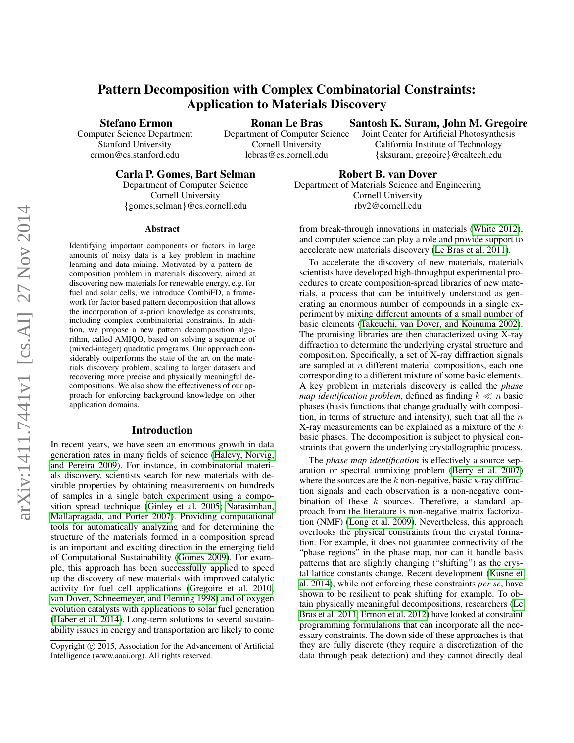# Pattern Decomposition with Complex Combinatorial Constraints: Application to Materials Discovery

**Stefano Ermon**
Computer Science Department
Stanford University
ermon@cs.stanford.edu

**Ronan Le Bras**
Department of Computer Science
Cornell University
lebras@cs.cornell.edu

**Santosh K. Suram, John M. Gregoire**
Joint Center for Artificial Photosynthesis
California Institute of Technology
{sksuram, gregoire}@caltech.edu

**Carla P. Gomes, Bart Selman**
Department of Computer Science
Cornell University
{gomes,selman}@cs.cornell.edu

**Robert B. van Dover**
Department of Materials Science and Engineering
Cornell University
rbv2@cornell.edu

### Abstract

Identifying important components or factors in large amounts of noisy data is a key problem in machine learning and data mining. Motivated by a pattern decomposition problem in materials discovery, aimed at discovering new materials for renewable energy, e.g. for fuel and solar cells, we introduce CombiFD, a framework for factor based pattern decomposition that allows the incorporation of a-priori knowledge as constraints, including complex combinatorial constraints. In addition, we propose a new pattern decomposition algorithm, called AMIQO, based on solving a sequence of (mixed-integer) quadratic programs. Our approach considerably outperforms the state of the art on the materials discovery problem, scaling to larger datasets and recovering more precise and physically meaningful decompositions. We also show the effectiveness of our approach for enforcing background knowledge on other application domains.

## Introduction

In recent years, we have seen an enormous growth in data generation rates in many fields of science (Halevy, Norvig, and Pereira 2009). For instance, in combinatorial materials discovery, scientists search for new materials with desirable properties by obtaining measurements on hundreds of samples in a single batch experiment using a composition spread technique (Ginley et al. 2005; Narasimhan, Mallapragada, and Porter 2007). Providing computational tools for automatically analyzing and for determining the structure of the materials formed in a composition spread is an important and exciting direction in the emerging field of Computational Sustainability (Gomes 2009). For example, this approach has been successfully applied to speed up the discovery of new materials with improved catalytic activity for fuel cell applications (Gregoire et al. 2010; van Dover, Schneemeyer, and Fleming 1998) and of oxygen evolution catalysts with applications to solar fuel generation (Haber et al. 2014). Long-term solutions to several sustainability issues in energy and transportation are likely to come from break-through innovations in materials (White 2012), and computer science can play a role and provide support to accelerate new materials discovery (Le Bras et al. 2011).

To accelerate the discovery of new materials, materials scientists have developed high-throughput experimental procedures to create composition-spread libraries of new materials, a process that can be intuitively understood as generating an enormous number of compounds in a single experiment by mixing different amounts of a small number of basic elements (Takeuchi, van Dover, and Koinuma 2002). The promising libraries are then characterized using X-ray diffraction to determine the underlying crystal structure and composition. Specifically, a set of X-ray diffraction signals are sampled at $n$ different material compositions, each one corresponding to a different mixture of some basic elements. A key problem in materials discovery is called the *phase map identification problem*, defined as finding $k \ll n$ basic phases (basis functions that change gradually with composition, in terms of structure and intensity), such that all the $n$ X-ray measurements can be explained as a mixture of the $k$ basic phases. The decomposition is subject to physical constraints that govern the underlying crystallographic process.

The *phase map identification* is effectively a source separation or spectral unmixing problem (Berry et al. 2007) where the sources are the $k$ non-negative, basic x-ray diffraction signals and each observation is a non-negative combination of these $k$ sources. Therefore, a standard approach from the literature is non-negative matrix factorization (NMF) (Long et al. 2009). Nevertheless, this approach overlooks the physical constraints from the crystal formation. For example, it does not guarantee connectivity of the "phase regions" in the phase map, nor can it handle basis patterns that are slightly changing ("shifting") as the crystal lattice constants change. Recent development (Kusne et al. 2014), while not enforcing these constraints *per se*, have shown to be resilient to peak shifting for example. To obtain physically meaningful decompositions, researchers (Le Bras et al. 2011; Ermon et al. 2012) have looked at constraint programming formulations that can incorporate all the necessary constraints. The down side of these approaches is that they are fully discrete (they require a discretization of the data through peak detection) and they cannot directly deal

Copyright © 2015, Association for the Advancement of Artificial Intelligence (www.aaai.org). All rights reserved.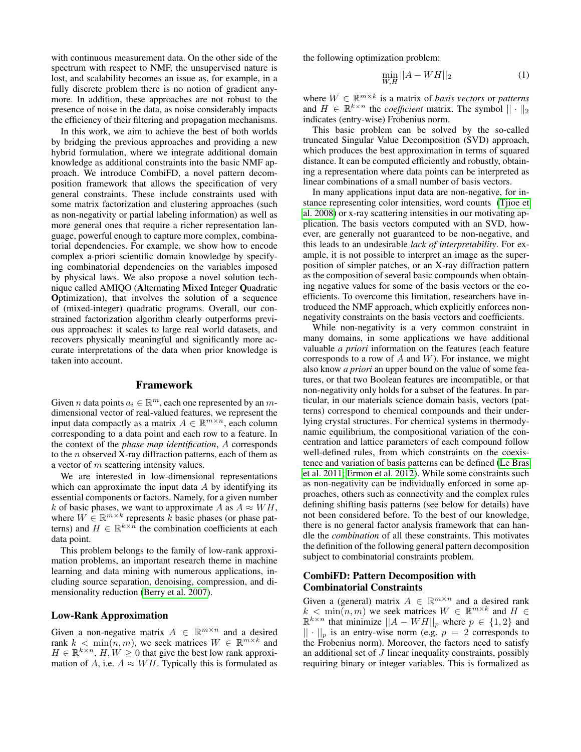with continuous measurement data. On the other side of the spectrum with respect to NMF, the unsupervised nature is lost, and scalability becomes an issue as, for example, in a fully discrete problem there is no notion of gradient anymore. In addition, these approaches are not robust to the presence of noise in the data, as noise considerably impacts the efficiency of their filtering and propagation mechanisms.

In this work, we aim to achieve the best of both worlds by bridging the previous approaches and providing a new hybrid formulation, where we integrate additional domain knowledge as additional constraints into the basic NMF approach. We introduce CombiFD, a novel pattern decomposition framework that allows the specification of very general constraints. These include constraints used with some matrix factorization and clustering approaches (such as non-negativity or partial labeling information) as well as more general ones that require a richer representation language, powerful enough to capture more complex, combinatorial dependencies. For example, we show how to encode complex a-priori scientific domain knowledge by specifying combinatorial dependencies on the variables imposed by physical laws. We also propose a novel solution technique called AMIQO (**A**lternating **M**ixed **I**nteger **Q**uadratic **O**ptimization), that involves the solution of a sequence of (mixed-integer) quadratic programs. Overall, our constrained factorization algorithm clearly outperforms previous approaches: it scales to large real world datasets, and recovers physically meaningful and significantly more accurate interpretations of the data when prior knowledge is taken into account.

## Framework

Given $n$ data points $a_i \in \mathbb{R}^m$, each one represented by an $m$-dimensional vector of real-valued features, we represent the input data compactly as a matrix $A \in \mathbb{R}^{m \times n}$, each column corresponding to a data point and each row to a feature. In the context of the *phase map identification*, $A$ corresponds to the $n$ observed X-ray diffraction patterns, each of them as a vector of $m$ scattering intensity values.

We are interested in low-dimensional representations which can approximate the input data $A$ by identifying its essential components or factors. Namely, for a given number $k$ of basic phases, we want to approximate $A$ as $A \approx WH$, where $W \in \mathbb{R}^{m \times k}$ represents $k$ basic phases (or phase patterns) and $H \in \mathbb{R}^{k \times n}$ the combination coefficients at each data point.

This problem belongs to the family of low-rank approximation problems, an important research theme in machine learning and data mining with numerous applications, including source separation, denoising, compression, and dimensionality reduction (Berry et al. 2007).

### Low-Rank Approximation

Given a non-negative matrix $A \in \mathbb{R}^{m \times n}$ and a desired rank $k < \min(n, m)$, we seek matrices $W \in \mathbb{R}^{m \times k}$ and $H \in \mathbb{R}^{k \times n}$, $H, W \geq 0$ that give the best low rank approximation of $A$, i.e. $A \approx WH$. Typically this is formulated as the following optimization problem:

$$\min_{W,H} ||A - WH||_2 \tag{1}$$

where $W \in \mathbb{R}^{m \times k}$ is a matrix of *basis vectors* or *patterns* and $H \in \mathbb{R}^{k \times n}$ the *coefficient* matrix. The symbol $|| \cdot ||_2$ indicates (entry-wise) Frobenius norm.

This basic problem can be solved by the so-called truncated Singular Value Decomposition (SVD) approach, which produces the best approximation in terms of squared distance. It can be computed efficiently and robustly, obtaining a representation where data points can be interpreted as linear combinations of a small number of basis vectors.

In many applications input data are non-negative, for instance representing color intensities, word counts (Tjioe et al. 2008) or x-ray scattering intensities in our motivating application. The basis vectors computed with an SVD, however, are generally not guaranteed to be non-negative, and this leads to an undesirable *lack of interpretability*. For example, it is not possible to interpret an image as the superposition of simpler patches, or an X-ray diffraction pattern as the composition of several basic compounds when obtaining negative values for some of the basis vectors or the coefficients. To overcome this limitation, researchers have introduced the NMF approach, which explicitly enforces non-negativity constraints on the basis vectors and coefficients.

While non-negativity is a very common constraint in many domains, in some applications we have additional valuable *a priori* information on the features (each feature corresponds to a row of $A$ and $W$). For instance, we might also know *a priori* an upper bound on the value of some features, or that two Boolean features are incompatible, or that non-negativity only holds for a subset of the features. In particular, in our materials science domain basis, vectors (patterns) correspond to chemical compounds and their underlying crystal structures. For chemical systems in thermodynamic equilibrium, the compositional variation of the concentration and lattice parameters of each compound follow well-defined rules, from which constraints on the coexistence and variation of basis patterns can be defined (Le Bras et al. 2011; Ermon et al. 2012). While some constraints such as non-negativity can be individually enforced in some approaches, others such as connectivity and the complex rules defining shifting basis patterns (see below for details) have not been considered before. To the best of our knowledge, there is no general factor analysis framework that can handle the *combination* of all these constraints. This motivates the definition of the following general pattern decomposition subject to combinatorial constraints problem.

### CombiFD: Pattern Decomposition with Combinatorial Constraints

Given a (general) matrix $A \in \mathbb{R}^{m \times n}$ and a desired rank $k < \min(n, m)$ we seek matrices $W \in \mathbb{R}^{m \times k}$ and $H \in \mathbb{R}^{k \times n}$ that minimize $||A - WH||_p$ where $p \in \{1, 2\}$ and $|| \cdot ||_p$ is an entry-wise norm (e.g. $p = 2$ corresponds to the Frobenius norm). Moreover, the factors need to satisfy an additional set of $J$ linear inequality constraints, possibly requiring binary or integer variables. This is formalized as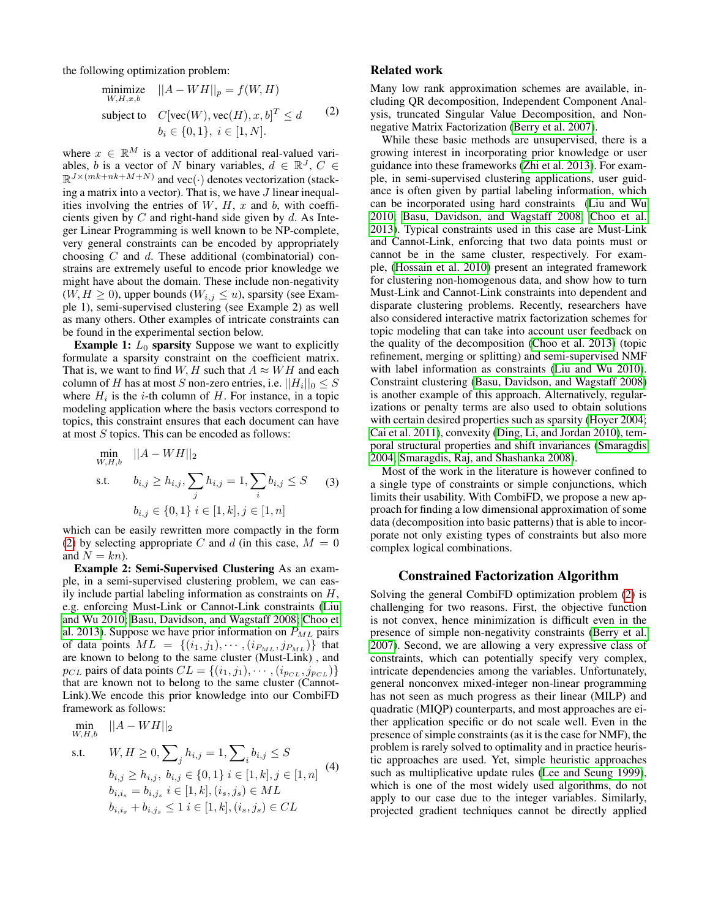the following optimization problem:

$$\begin{aligned} \underset{W,H,x,b}{\text{minimize}} \quad & ||A - WH||_p = f(W,H) \\ \text{subject to} \quad & C[\text{vec}(W), \text{vec}(H), x, b]^T \leq d \\ & b_i \in \{0,1\}, \ i \in [1,N]. \end{aligned} \tag{2}$$

where $x \in \mathbb{R}^M$ is a vector of additional real-valued variables, $b$ is a vector of $N$ binary variables, $d \in \mathbb{R}^J$, $C \in \mathbb{R}^{J \times (mk+nk+M+N)}$ and vec($\cdot$) denotes vectorization (stacking a matrix into a vector). That is, we have $J$ linear inequalities involving the entries of $W$, $H$, $x$ and $b$, with coefficients given by $C$ and right-hand side given by $d$. As Integer Linear Programming is well known to be NP-complete, very general constraints can be encoded by appropriately choosing $C$ and $d$. These additional (combinatorial) constrains are extremely useful to encode prior knowledge we might have about the domain. These include non-negativity ($W, H \geq 0$), upper bounds ($W_{i,j} \leq u$), sparsity (see Example 1), semi-supervised clustering (see Example 2) as well as many others. Other examples of intricate constraints can be found in the experimental section below.

**Example 1: $L_0$ sparsity** Suppose we want to explicitly formulate a sparsity constraint on the coefficient matrix. That is, we want to find $W, H$ such that $A \approx WH$ and each column of $H$ has at most $S$ non-zero entries, i.e. $||H_i||_0 \leq S$ where $H_i$ is the $i$-th column of $H$. For instance, in a topic modeling application where the basis vectors correspond to topics, this constraint ensures that each document can have at most $S$ topics. This can be encoded as follows:

$$\begin{aligned} \min_{W,H,b} \quad & ||A - WH||_2 \\ \text{s.t.} \quad & b_{i,j} \geq h_{i,j}, \sum_j h_{i,j} = 1, \sum_i b_{i,j} \leq S \\ & b_{i,j} \in \{0,1\} \ i \in [1,k], j \in [1,n] \end{aligned} \tag{3}$$

which can be easily rewritten more compactly in the form (2) by selecting appropriate $C$ and $d$ (in this case, $M = 0$ and $N = kn$).

**Example 2: Semi-Supervised Clustering** As an example, in a semi-supervised clustering problem, we can easily include partial labeling information as constraints on $H$, e.g. enforcing Must-Link or Cannot-Link constraints (Liu and Wu 2010; Basu, Davidson, and Wagstaff 2008; Choo et al. 2013). Suppose we have prior information on $P_{ML}$ pairs of data points $ML = \{(i_1, j_1), \cdots, (i_{P_{ML}}, j_{P_{ML}})\}$ that are known to belong to the same cluster (Must-Link) , and $p_{CL}$ pairs of data points $CL = \{(i_1, j_1), \cdots, (i_{p_{CL}}, j_{p_{CL}})\}$ that are known not to belong to the same cluster (Cannot-Link).We encode this prior knowledge into our CombiFD framework as follows:

$$\begin{aligned} \min_{W,H,b} \quad & ||A - WH||_2 \\ \text{s.t.} \quad & W, H \geq 0, \sum\nolimits_j h_{i,j} = 1, \sum\nolimits_i b_{i,j} \leq S \\ & b_{i,j} \geq h_{i,j}, \ b_{i,j} \in \{0,1\} \ i \in [1,k], j \in [1,n] \\ & b_{i,i_s} = b_{i,j_s} \ i \in [1,k], (i_s, j_s) \in ML \\ & b_{i,i_s} + b_{i,j_s} \leq 1 \ i \in [1,k], (i_s, j_s) \in CL \end{aligned} \tag{4}$$

## Related work

Many low rank approximation schemes are available, including QR decomposition, Independent Component Analysis, truncated Singular Value Decomposition, and Nonnegative Matrix Factorization (Berry et al. 2007).

While these basic methods are unsupervised, there is a growing interest in incorporating prior knowledge or user guidance into these frameworks (Zhi et al. 2013). For example, in semi-supervised clustering applications, user guidance is often given by partial labeling information, which can be incorporated using hard constraints (Liu and Wu 2010; Basu, Davidson, and Wagstaff 2008; Choo et al. 2013). Typical constraints used in this case are Must-Link and Cannot-Link, enforcing that two data points must or cannot be in the same cluster, respectively. For example, (Hossain et al. 2010) present an integrated framework for clustering non-homogenous data, and show how to turn Must-Link and Cannot-Link constraints into dependent and disparate clustering problems. Recently, researchers have also considered interactive matrix factorization schemes for topic modeling that can take into account user feedback on the quality of the decomposition (Choo et al. 2013) (topic refinement, merging or splitting) and semi-supervised NMF with label information as constraints (Liu and Wu 2010). Constraint clustering (Basu, Davidson, and Wagstaff 2008) is another example of this approach. Alternatively, regularizations or penalty terms are also used to obtain solutions with certain desired properties such as sparsity (Hoyer 2004; Cai et al. 2011), convexity (Ding, Li, and Jordan 2010), temporal structural properties and shift invariances (Smaragdis 2004; Smaragdis, Raj, and Shashanka 2008).

Most of the work in the literature is however confined to a single type of constraints or simple conjunctions, which limits their usability. With CombiFD, we propose a new approach for finding a low dimensional approximation of some data (decomposition into basic patterns) that is able to incorporate not only existing types of constraints but also more complex logical combinations.

## Constrained Factorization Algorithm

Solving the general CombiFD optimization problem (2) is challenging for two reasons. First, the objective function is not convex, hence minimization is difficult even in the presence of simple non-negativity constraints (Berry et al. 2007). Second, we are allowing a very expressive class of constraints, which can potentially specify very complex, intricate dependencies among the variables. Unfortunately, general nonconvex mixed-integer non-linear programming has not seen as much progress as their linear (MILP) and quadratic (MIQP) counterparts, and most approaches are either application specific or do not scale well. Even in the presence of simple constraints (as it is the case for NMF), the problem is rarely solved to optimality and in practice heuristic approaches are used. Yet, simple heuristic approaches such as multiplicative update rules (Lee and Seung 1999), which is one of the most widely used algorithms, do not apply to our case due to the integer variables. Similarly, projected gradient techniques cannot be directly applied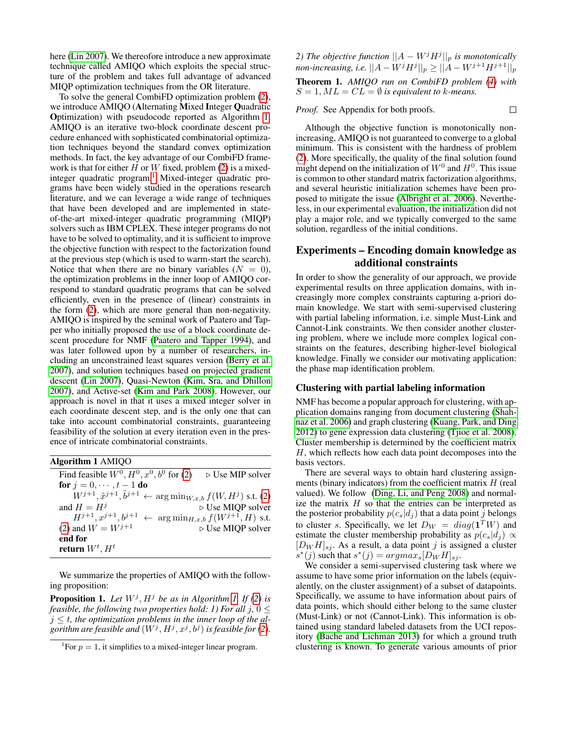here (Lin 2007). We thereofore introduce a new approximate technique called AMIQO which exploits the special structure of the problem and takes full advantage of advanced MIQP optimization techniques from the OR literature.

To solve the general CombiFD optimization problem (2), we introduce AMIQO (**A**lternating **M**ixed **I**nteger **Q**uadratic **O**ptimization) with pseudocode reported as Algorithm 1. AMIQO is an iterative two-block coordinate descent procedure enhanced with sophisticated combinatorial optimization techniques beyond the standard convex optimization methods. In fact, the key advantage of our CombiFD framework is that for either $H$ or $W$ fixed, problem (2) is a mixed-integer quadratic program.[1] Mixed-integer quadratic programs have been widely studied in the operations research literature, and we can leverage a wide range of techniques that have been developed and are implemented in state-of-the-art mixed-integer quadratic programming (MIQP) solvers such as IBM CPLEX. These integer programs do not have to be solved to optimality, and it is sufficient to improve the objective function with respect to the factorization found at the previous step (which is used to warm-start the search). Notice that when there are no binary variables ($N = 0$), the optimization problems in the inner loop of AMIQO correspond to standard quadratic programs that can be solved efficiently, even in the presence of (linear) constraints in the form (2), which are more general than non-negativity. AMIQO is inspired by the seminal work of Paatero and Tapper who initially proposed the use of a block coordinate descent procedure for NMF (Paatero and Tapper 1994), and was later followed upon by a number of researchers, including an unconstrained least squares version (Berry et al. 2007), and solution techniques based on projected gradient descent (Lin 2007), Quasi-Newton (Kim, Sra, and Dhillon 2007), and Active-set (Kim and Park 2008). However, our approach is novel in that it uses a mixed integer solver in each coordinate descent step, and is the only one that can take into account combinatorial constraints, guaranteeing feasibility of the solution at every iteration even in the presence of intricate combinatorial constraints.

**Algorithm 1** AMIQO

```
Find feasible W^0, H^0, x^0, b^0 for (2)                         ▷ Use MIP solver
for j = 0, ..., t − 1 do
    W^{j+1}, x̃^{j+1}, b̃^{j+1} ← argmin_{W,x,b} f(W, H^j) s.t. (2)
and H = H^j                                                      ▷ Use MIQP solver
    H^{j+1}, x^{j+1}, b^{j+1} ← argmin_{H,x,b} f(W^{j+1}, H) s.t.
(2) and W = W^{j+1}                                              ▷ Use MIQP solver
end for
return W^t, H^t
```

We summarize the properties of AMIQO with the following proposition:

**Proposition 1.** *Let $W^j, H^j$ be as in Algorithm 1. If (2) is feasible, the following two properties hold: 1) For all $j$, $0 \leq j \leq t$, the optimization problems in the inner loop of the algorithm are feasible and $(W^j, H^j, x^j, b^j)$ is feasible for (2).*
*2) The objective function $||A - W^j H^j||_p$ is monotonically non-increasing, i.e. $||A - W^j H^j||_p \geq ||A - W^{j+1}H^{j+1}||_p$*

**Theorem 1.** *AMIQO run on CombiFD problem (4) with $S = 1, ML = CL = \emptyset$ is equivalent to $k$-means.*

*Proof.* See Appendix for both proofs. □

Although the objective function is monotonically non-increasing, AMIQO is not guaranteed to converge to a global minimum. This is consistent with the hardness of problem (2). More specifically, the quality of the final solution found might depend on the initialization of $W^0$ and $H^0$. This issue is common to other standard matrix factorization algorithms, and several heuristic initialization schemes have been proposed to mitigate the issue (Albright et al. 2006). Nevertheless, in our experimental evaluation, the initialization did not play a major role, and we typically converged to the same solution, regardless of the initial conditions.

## Experiments – Encoding domain knowledge as additional constraints

In order to show the generality of our approach, we provide experimental results on three application domains, with increasingly more complex constraints capturing a-priori domain knowledge. We start with semi-supervised clustering with partial labeling information, i.e. simple Must-Link and Cannot-Link constraints. We then consider another clustering problem, where we include more complex logical constraints on the features, describing higher-level biological knowledge. Finally we consider our motivating application: the phase map identification problem.

### Clustering with partial labeling information

NMF has become a popular approach for clustering, with application domains ranging from document clustering (Shahnaz et al. 2006) and graph clustering (Kuang, Park, and Ding 2012) to gene expression data clustering (Tjioe et al. 2008). Cluster membership is determined by the coefficient matrix $H$, which reflects how each data point decomposes into the basis vectors.

There are several ways to obtain hard clustering assignments (binary indicators) from the coefficient matrix $H$ (real valued). We follow (Ding, Li, and Peng 2008) and normalize the matrix $H$ so that the entries can be interpreted as the posterior probability $p(c_s|d_j)$ that a data point $j$ belongs to cluster $s$. Specifically, we let $D_W = diag(\mathbf{1}^T W)$ and estimate the cluster membership probability as $p(c_s|d_j) \propto [D_W H]_{sj}$. As a result, a data point $j$ is assigned a cluster $s^*(j)$ such that $s^*(j) = argmax_s [D_W H]_{sj}$.

We consider a semi-supervised clustering task where we assume to have some prior information on the labels (equivalently, on the cluster assignment) of a subset of datapoints. Specifically, we assume to have information about pairs of data points, which should either belong to the same cluster (Must-Link) or not (Cannot-Link). This information is obtained using standard labeled datasets from the UCI repository (Bache and Lichman 2013) for which a ground truth clustering is known. To generate various amounts of prior

[1] For $p = 1$, it simplifies to a mixed-integer linear program.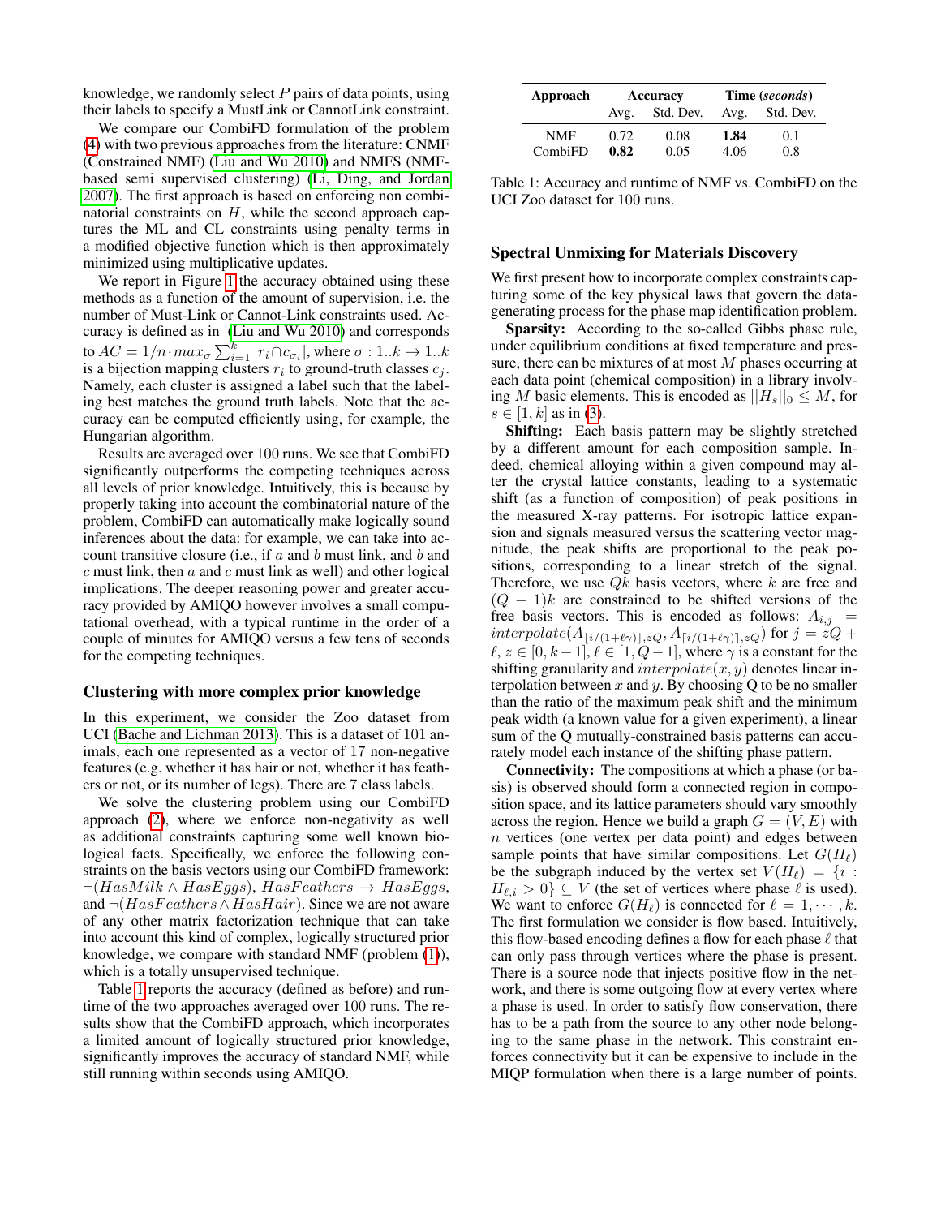knowledge, we randomly select $P$ pairs of data points, using their labels to specify a MustLink or CannotLink constraint.

We compare our CombiFD formulation of the problem (4) with two previous approaches from the literature: CNMF (Constrained NMF) (Liu and Wu 2010) and NMFS (NMF-based semi supervised clustering) (Li, Ding, and Jordan 2007). The first approach is based on enforcing non combinatorial constraints on $H$, while the second approach captures the ML and CL constraints using penalty terms in a modified objective function which is then approximately minimized using multiplicative updates.

We report in Figure 1 the accuracy obtained using these methods as a function of the amount of supervision, i.e. the number of Must-Link or Cannot-Link constraints used. Accuracy is defined as in (Liu and Wu 2010) and corresponds to $AC = 1/n \cdot max_\sigma \sum_{i=1}^{k} |r_i \cap c_{\sigma_i}|$, where $\sigma : 1..k \to 1..k$ is a bijection mapping clusters $r_i$ to ground-truth classes $c_j$. Namely, each cluster is assigned a label such that the labeling best matches the ground truth labels. Note that the accuracy can be computed efficiently using, for example, the Hungarian algorithm.

Results are averaged over 100 runs. We see that CombiFD significantly outperforms the competing techniques across all levels of prior knowledge. Intuitively, this is because by properly taking into account the combinatorial nature of the problem, CombiFD can automatically make logically sound inferences about the data: for example, we can take into account transitive closure (i.e., if $a$ and $b$ must link, and $b$ and $c$ must link, then $a$ and $c$ must link as well) and other logical implications. The deeper reasoning power and greater accuracy provided by AMIQO however involves a small computational overhead, with a typical runtime in the order of a couple of minutes for AMIQO versus a few tens of seconds for the competing techniques.

## Clustering with more complex prior knowledge

In this experiment, we consider the Zoo dataset from UCI (Bache and Lichman 2013). This is a dataset of 101 animals, each one represented as a vector of 17 non-negative features (e.g. whether it has hair or not, whether it has feathers or not, or its number of legs). There are 7 class labels.

We solve the clustering problem using our CombiFD approach (2), where we enforce non-negativity as well as additional constraints capturing some well known biological facts. Specifically, we enforce the following constraints on the basis vectors using our CombiFD framework: $\neg(HasMilk \wedge HasEggs)$, $HasFeathers \to HasEggs$, and $\neg(HasFeathers \wedge HasHair)$. Since we are not aware of any other matrix factorization technique that can take into account this kind of complex, logically structured prior knowledge, we compare with standard NMF (problem (1)), which is a totally unsupervised technique.

Table 1 reports the accuracy (defined as before) and runtime of the two approaches averaged over 100 runs. The results show that the CombiFD approach, which incorporates a limited amount of logically structured prior knowledge, significantly improves the accuracy of standard NMF, while still running within seconds using AMIQO.

| Approach | Accuracy | | Time (*seconds*) | |
|---|---|---|---|---|
| | Avg. | Std. Dev. | Avg. | Std. Dev. |
| NMF | 0.72 | 0.08 | **1.84** | 0.1 |
| CombiFD | **0.82** | 0.05 | 4.06 | 0.8 |

Table 1: Accuracy and runtime of NMF vs. CombiFD on the UCI Zoo dataset for 100 runs.

## Spectral Unmixing for Materials Discovery

We first present how to incorporate complex constraints capturing some of the key physical laws that govern the data-generating process for the phase map identification problem.

**Sparsity:** According to the so-called Gibbs phase rule, under equilibrium conditions at fixed temperature and pressure, there can be mixtures of at most $M$ phases occurring at each data point (chemical composition) in a library involving $M$ basic elements. This is encoded as $||H_s||_0 \leq M$, for $s \in [1, k]$ as in (3).

**Shifting:** Each basis pattern may be slightly stretched by a different amount for each composition sample. Indeed, chemical alloying within a given compound may alter the crystal lattice constants, leading to a systematic shift (as a function of composition) of peak positions in the measured X-ray patterns. For isotropic lattice expansion and signals measured versus the scattering vector magnitude, the peak shifts are proportional to the peak positions, corresponding to a linear stretch of the signal. Therefore, we use $Qk$ basis vectors, where $k$ are free and $(Q-1)k$ are constrained to be shifted versions of the free basis vectors. This is encoded as follows: $A_{i,j} = interpolate(A_{\lfloor i/(1+\ell\gamma)\rfloor, zQ}, A_{\lceil i/(1+\ell\gamma)\rceil, zQ})$ for $j = zQ + \ell$, $z \in [0, k-1]$, $\ell \in [1, Q-1]$, where $\gamma$ is a constant for the shifting granularity and $interpolate(x, y)$ denotes linear interpolation between $x$ and $y$. By choosing Q to be no smaller than the ratio of the maximum peak shift and the minimum peak width (a known value for a given experiment), a linear sum of the Q mutually-constrained basis patterns can accurately model each instance of the shifting phase pattern.

**Connectivity:** The compositions at which a phase (or basis) is observed should form a connected region in composition space, and its lattice parameters should vary smoothly across the region. Hence we build a graph $G = (V, E)$ with $n$ vertices (one vertex per data point) and edges between sample points that have similar compositions. Let $G(H_\ell)$ be the subgraph induced by the vertex set $V(H_\ell) = \{i : H_{\ell,i} > 0\} \subseteq V$ (the set of vertices where phase $\ell$ is used). We want to enforce $G(H_\ell)$ is connected for $\ell = 1, \cdots, k$. The first formulation we consider is flow based. Intuitively, this flow-based encoding defines a flow for each phase $\ell$ that can only pass through vertices where the phase is present. There is a source node that injects positive flow in the network, and there is some outgoing flow at every vertex where a phase is used. In order to satisfy flow conservation, there has to be a path from the source to any other node belonging to the same phase in the network. This constraint enforces connectivity but it can be expensive to include in the MIQP formulation when there is a large number of points.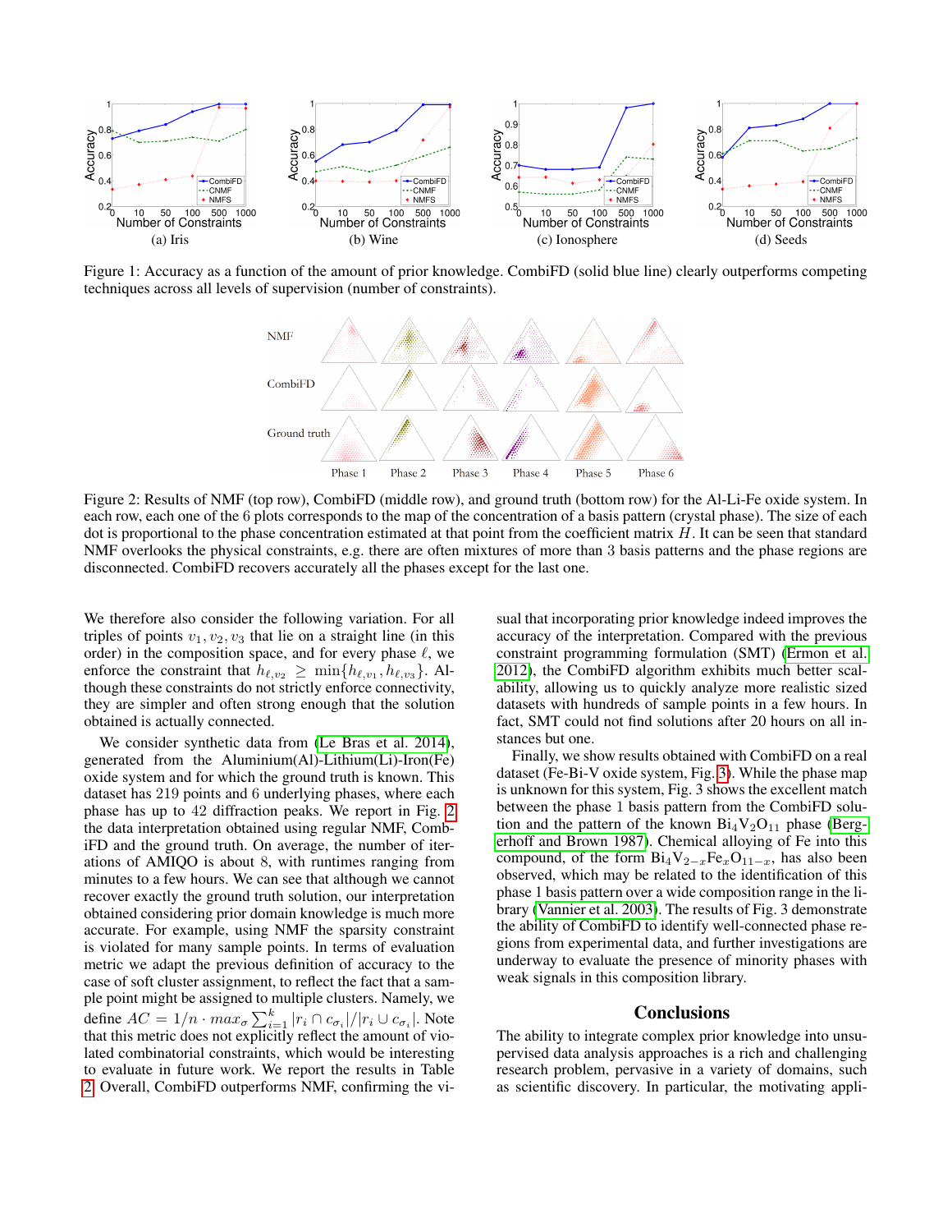Figure 1: Accuracy as a function of the amount of prior knowledge. CombiFD (solid blue line) clearly outperforms competing techniques across all levels of supervision (number of constraints).

Figure 2: Results of NMF (top row), CombiFD (middle row), and ground truth (bottom row) for the Al-Li-Fe oxide system. In each row, each one of the 6 plots corresponds to the map of the concentration of a basis pattern (crystal phase). The size of each dot is proportional to the phase concentration estimated at that point from the coefficient matrix $H$. It can be seen that standard NMF overlooks the physical constraints, e.g. there are often mixtures of more than 3 basis patterns and the phase regions are disconnected. CombiFD recovers accurately all the phases except for the last one.

We therefore also consider the following variation. For all triples of points $v_1, v_2, v_3$ that lie on a straight line (in this order) in the composition space, and for every phase $\ell$, we enforce the constraint that $h_{\ell,v_2} \geq \min\{h_{\ell,v_1}, h_{\ell,v_3}\}$. Although these constraints do not strictly enforce connectivity, they are simpler and often strong enough that the solution obtained is actually connected.

We consider synthetic data from (Le Bras et al. 2014), generated from the Aluminium(Al)-Lithium(Li)-Iron(Fe) oxide system and for which the ground truth is known. This dataset has 219 points and 6 underlying phases, where each phase has up to 42 diffraction peaks. We report in Fig. 2 the data interpretation obtained using regular NMF, CombiFD and the ground truth. On average, the number of iterations of AMIQO is about 8, with runtimes ranging from minutes to a few hours. We can see that although we cannot recover exactly the ground truth solution, our interpretation obtained considering prior domain knowledge is much more accurate. For example, using NMF the sparsity constraint is violated for many sample points. In terms of evaluation metric we adapt the previous definition of accuracy to the case of soft cluster assignment, to reflect the fact that a sample point might be assigned to multiple clusters. Namely, we define $AC = 1/n \cdot max_{\sigma} \sum_{i=1}^{k} |r_i \cap c_{\sigma_i}|/|r_i \cup c_{\sigma_i}|$. Note that this metric does not explicitly reflect the amount of violated combinatorial constraints, which would be interesting to evaluate in future work. We report the results in Table 2. Overall, CombiFD outperforms NMF, confirming the visual that incorporating prior knowledge indeed improves the accuracy of the interpretation. Compared with the previous constraint programming formulation (SMT) (Ermon et al. 2012), the CombiFD algorithm exhibits much better scalability, allowing us to quickly analyze more realistic sized datasets with hundreds of sample points in a few hours. In fact, SMT could not find solutions after 20 hours on all instances but one.

Finally, we show results obtained with CombiFD on a real dataset (Fe-Bi-V oxide system, Fig. 3). While the phase map is unknown for this system, Fig. 3 shows the excellent match between the phase 1 basis pattern from the CombiFD solution and the pattern of the known $Bi_4V_2O_{11}$ phase (Bergerhoff and Brown 1987). Chemical alloying of Fe into this compound, of the form $Bi_4V_{2-x}Fe_xO_{11-x}$, has also been observed, which may be related to the identification of this phase 1 basis pattern over a wide composition range in the library (Vannier et al. 2003). The results of Fig. 3 demonstrate the ability of CombiFD to identify well-connected phase regions from experimental data, and further investigations are underway to evaluate the presence of minority phases with weak signals in this composition library.

## Conclusions

The ability to integrate complex prior knowledge into unsupervised data analysis approaches is a rich and challenging research problem, pervasive in a variety of domains, such as scientific discovery. In particular, the motivating appli-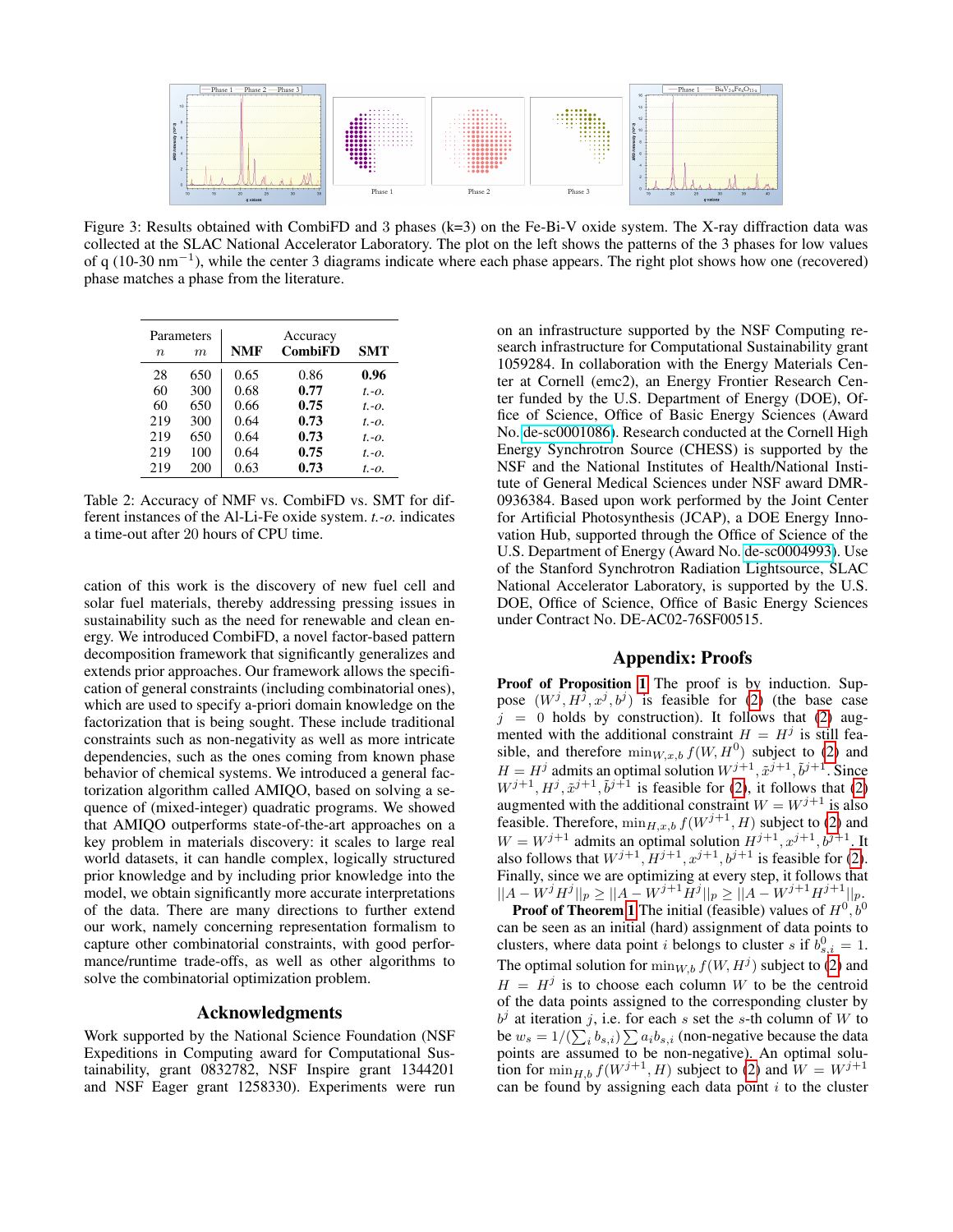Figure 3: Results obtained with CombiFD and 3 phases (k=3) on the Fe-Bi-V oxide system. The X-ray diffraction data was collected at the SLAC National Accelerator Laboratory. The plot on the left shows the patterns of the 3 phases for low values of q (10-30 nm$^{-1}$), while the center 3 diagrams indicate where each phase appears. The right plot shows how one (recovered) phase matches a phase from the literature.

| Parameters $n$ | $m$ | NMF | Accuracy CombiFD | SMT |
|---|---|---|---|---|
| 28 | 650 | 0.65 | 0.86 | **0.96** |
| 60 | 300 | 0.68 | **0.77** | *t.-o.* |
| 60 | 650 | 0.66 | **0.75** | *t.-o.* |
| 219 | 300 | 0.64 | **0.73** | *t.-o.* |
| 219 | 650 | 0.64 | **0.73** | *t.-o.* |
| 219 | 100 | 0.64 | **0.75** | *t.-o.* |
| 219 | 200 | 0.63 | **0.73** | *t.-o.* |

Table 2: Accuracy of NMF vs. CombiFD vs. SMT for different instances of the Al-Li-Fe oxide system. *t.-o.* indicates a time-out after 20 hours of CPU time.

cation of this work is the discovery of new fuel cell and solar fuel materials, thereby addressing pressing issues in sustainability such as the need for renewable and clean energy. We introduced CombiFD, a novel factor-based pattern decomposition framework that significantly generalizes and extends prior approaches. Our framework allows the specification of general constraints (including combinatorial ones), which are used to specify a-priori domain knowledge on the factorization that is being sought. These include traditional constraints such as non-negativity as well as more intricate dependencies, such as the ones coming from known phase behavior of chemical systems. We introduced a general factorization algorithm called AMIQO, based on solving a sequence of (mixed-integer) quadratic programs. We showed that AMIQO outperforms state-of-the-art approaches on a key problem in materials discovery: it scales to large real world datasets, it can handle complex, logically structured prior knowledge and by including prior knowledge into the model, we obtain significantly more accurate interpretations of the data. There are many directions to further extend our work, namely concerning representation formalism to capture other combinatorial constraints, with good performance/runtime trade-offs, as well as other algorithms to solve the combinatorial optimization problem.

## Acknowledgments

Work supported by the National Science Foundation (NSF Expeditions in Computing award for Computational Sustainability, grant 0832782, NSF Inspire grant 1344201 and NSF Eager grant 1258330). Experiments were run on an infrastructure supported by the NSF Computing research infrastructure for Computational Sustainability grant 1059284. In collaboration with the Energy Materials Center at Cornell (emc2), an Energy Frontier Research Center funded by the U.S. Department of Energy (DOE), Office of Science, Office of Basic Energy Sciences (Award No. de-sc0001086). Research conducted at the Cornell High Energy Synchrotron Source (CHESS) is supported by the NSF and the National Institutes of Health/National Institute of General Medical Sciences under NSF award DMR-0936384. Based upon work performed by the Joint Center for Artificial Photosynthesis (JCAP), a DOE Energy Innovation Hub, supported through the Office of Science of the U.S. Department of Energy (Award No. de-sc0004993). Use of the Stanford Synchrotron Radiation Lightsource, SLAC National Accelerator Laboratory, is supported by the U.S. DOE, Office of Science, Office of Basic Energy Sciences under Contract No. DE-AC02-76SF00515.

## Appendix: Proofs

**Proof of Proposition 1** The proof is by induction. Suppose $(W^j, H^j, x^j, b^j)$ is feasible for (2) (the base case $j = 0$ holds by construction). It follows that (2) augmented with the additional constraint $H = H^j$ is still feasible, and therefore $\min_{W,x,b} f(W, H^0)$ subject to (2) and $H = H^j$ admits an optimal solution $W^{j+1}, \tilde{x}^{j+1}, \tilde{b}^{j+1}$. Since $W^{j+1}, H^j, \tilde{x}^{j+1}, \tilde{b}^{j+1}$ is feasible for (2), it follows that (2) augmented with the additional constraint $W = W^{j+1}$ is also feasible. Therefore, $\min_{H,x,b} f(W^{j+1}, H)$ subject to (2) and $W = W^{j+1}$ admits an optimal solution $H^{j+1}, x^{j+1}, b^{j+1}$. It also follows that $W^{j+1}, H^{j+1}, x^{j+1}, b^{j+1}$ is feasible for (2). Finally, since we are optimizing at every step, it follows that $||A - W^j H^j||_p \geq ||A - W^{j+1} H^j||_p \geq ||A - W^{j+1} H^{j+1}||_p$.

**Proof of Theorem 1** The initial (feasible) values of $H^0, b^0$ can be seen as an initial (hard) assignment of data points to clusters, where data point $i$ belongs to cluster $s$ if $b^0_{s,i} = 1$. The optimal solution for $\min_{W,b} f(W, H^j)$ subject to (2) and $H = H^j$ is to choose each column $W$ to be the centroid of the data points assigned to the corresponding cluster by $b^j$ at iteration $j$, i.e. for each $s$ set the $s$-th column of $W$ to be $w_s = 1/(\sum_i b_{s,i}) \sum a_i b_{s,i}$ (non-negative because the data points are assumed to be non-negative). An optimal solution for $\min_{H,b} f(W^{j+1}, H)$ subject to (2) and $W = W^{j+1}$ can be found by assigning each data point $i$ to the cluster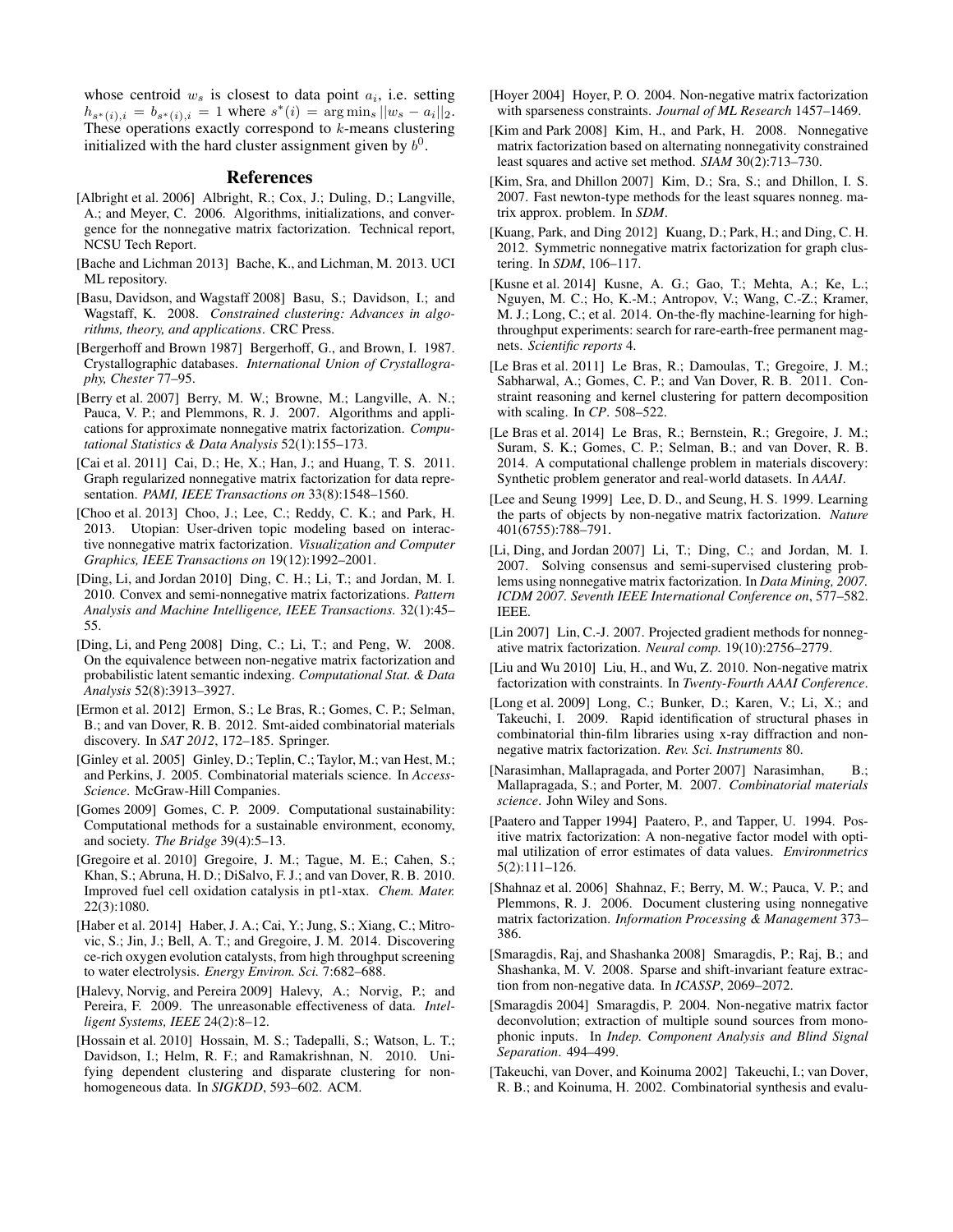whose centroid $w_s$ is closest to data point $a_i$, i.e. setting $h_{s^*(i),i} = b_{s^*(i),i} = 1$ where $s^*(i) = \arg\min_s ||w_s - a_i||_2$. These operations exactly correspond to $k$-means clustering initialized with the hard cluster assignment given by $b^0$.

## References

[Albright et al. 2006] Albright, R.; Cox, J.; Duling, D.; Langville, A.; and Meyer, C. 2006. Algorithms, initializations, and convergence for the nonnegative matrix factorization. Technical report, NCSU Tech Report.

[Bache and Lichman 2013] Bache, K., and Lichman, M. 2013. UCI ML repository.

[Basu, Davidson, and Wagstaff 2008] Basu, S.; Davidson, I.; and Wagstaff, K. 2008. *Constrained clustering: Advances in algorithms, theory, and applications*. CRC Press.

[Bergerhoff and Brown 1987] Bergerhoff, G., and Brown, I. 1987. Crystallographic databases. *International Union of Crystallography, Chester* 77–95.

[Berry et al. 2007] Berry, M. W.; Browne, M.; Langville, A. N.; Pauca, V. P.; and Plemmons, R. J. 2007. Algorithms and applications for approximate nonnegative matrix factorization. *Computational Statistics & Data Analysis* 52(1):155–173.

[Cai et al. 2011] Cai, D.; He, X.; Han, J.; and Huang, T. S. 2011. Graph regularized nonnegative matrix factorization for data representation. *PAMI, IEEE Transactions on* 33(8):1548–1560.

[Choo et al. 2013] Choo, J.; Lee, C.; Reddy, C. K.; and Park, H. 2013. Utopian: User-driven topic modeling based on interactive nonnegative matrix factorization. *Visualization and Computer Graphics, IEEE Transactions on* 19(12):1992–2001.

[Ding, Li, and Jordan 2010] Ding, C. H.; Li, T.; and Jordan, M. I. 2010. Convex and semi-nonnegative matrix factorizations. *Pattern Analysis and Machine Intelligence, IEEE Transactions.* 32(1):45–55.

[Ding, Li, and Peng 2008] Ding, C.; Li, T.; and Peng, W. 2008. On the equivalence between non-negative matrix factorization and probabilistic latent semantic indexing. *Computational Stat. & Data Analysis* 52(8):3913–3927.

[Ermon et al. 2012] Ermon, S.; Le Bras, R.; Gomes, C. P.; Selman, B.; and van Dover, R. B. 2012. Smt-aided combinatorial materials discovery. In *SAT 2012*, 172–185. Springer.

[Ginley et al. 2005] Ginley, D.; Teplin, C.; Taylor, M.; van Hest, M.; and Perkins, J. 2005. Combinatorial materials science. In *AccessScience*. McGraw-Hill Companies.

[Gomes 2009] Gomes, C. P. 2009. Computational sustainability: Computational methods for a sustainable environment, economy, and society. *The Bridge* 39(4):5–13.

[Gregoire et al. 2010] Gregoire, J. M.; Tague, M. E.; Cahen, S.; Khan, S.; Abruna, H. D.; DiSalvo, F. J.; and van Dover, R. B. 2010. Improved fuel cell oxidation catalysis in pt1-xtax. *Chem. Mater.* 22(3):1080.

[Haber et al. 2014] Haber, J. A.; Cai, Y.; Jung, S.; Xiang, C.; Mitrovic, S.; Jin, J.; Bell, A. T.; and Gregoire, J. M. 2014. Discovering ce-rich oxygen evolution catalysts, from high throughput screening to water electrolysis. *Energy Environ. Sci.* 7:682–688.

[Halevy, Norvig, and Pereira 2009] Halevy, A.; Norvig, P.; and Pereira, F. 2009. The unreasonable effectiveness of data. *Intelligent Systems, IEEE* 24(2):8–12.

[Hossain et al. 2010] Hossain, M. S.; Tadepalli, S.; Watson, L. T.; Davidson, I.; Helm, R. F.; and Ramakrishnan, N. 2010. Unifying dependent clustering and disparate clustering for non-homogeneous data. In *SIGKDD*, 593–602. ACM.

[Hoyer 2004] Hoyer, P. O. 2004. Non-negative matrix factorization with sparseness constraints. *Journal of ML Research* 1457–1469.

[Kim and Park 2008] Kim, H., and Park, H. 2008. Nonnegative matrix factorization based on alternating nonnegativity constrained least squares and active set method. *SIAM* 30(2):713–730.

[Kim, Sra, and Dhillon 2007] Kim, D.; Sra, S.; and Dhillon, I. S. 2007. Fast newton-type methods for the least squares nonneg. matrix approx. problem. In *SDM*.

[Kuang, Park, and Ding 2012] Kuang, D.; Park, H.; and Ding, C. H. 2012. Symmetric nonnegative matrix factorization for graph clustering. In *SDM*, 106–117.

[Kusne et al. 2014] Kusne, A. G.; Gao, T.; Mehta, A.; Ke, L.; Nguyen, M. C.; Ho, K.-M.; Antropov, V.; Wang, C.-Z.; Kramer, M. J.; Long, C.; et al. 2014. On-the-fly machine-learning for high-throughput experiments: search for rare-earth-free permanent magnets. *Scientific reports* 4.

[Le Bras et al. 2011] Le Bras, R.; Damoulas, T.; Gregoire, J. M.; Sabharwal, A.; Gomes, C. P.; and Van Dover, R. B. 2011. Constraint reasoning and kernel clustering for pattern decomposition with scaling. In *CP*. 508–522.

[Le Bras et al. 2014] Le Bras, R.; Bernstein, R.; Gregoire, J. M.; Suram, S. K.; Gomes, C. P.; Selman, B.; and van Dover, R. B. 2014. A computational challenge problem in materials discovery: Synthetic problem generator and real-world datasets. In *AAAI*.

[Lee and Seung 1999] Lee, D. D., and Seung, H. S. 1999. Learning the parts of objects by non-negative matrix factorization. *Nature* 401(6755):788–791.

[Li, Ding, and Jordan 2007] Li, T.; Ding, C.; and Jordan, M. I. 2007. Solving consensus and semi-supervised clustering problems using nonnegative matrix factorization. In *Data Mining, 2007. ICDM 2007. Seventh IEEE International Conference on*, 577–582. IEEE.

[Lin 2007] Lin, C.-J. 2007. Projected gradient methods for nonnegative matrix factorization. *Neural comp.* 19(10):2756–2779.

[Liu and Wu 2010] Liu, H., and Wu, Z. 2010. Non-negative matrix factorization with constraints. In *Twenty-Fourth AAAI Conference*.

[Long et al. 2009] Long, C.; Bunker, D.; Karen, V.; Li, X.; and Takeuchi, I. 2009. Rapid identification of structural phases in combinatorial thin-film libraries using x-ray diffraction and non-negative matrix factorization. *Rev. Sci. Instruments* 80.

[Narasimhan, Mallapragada, and Porter 2007] Narasimhan, B.; Mallapragada, S.; and Porter, M. 2007. *Combinatorial materials science*. John Wiley and Sons.

[Paatero and Tapper 1994] Paatero, P., and Tapper, U. 1994. Positive matrix factorization: A non-negative factor model with optimal utilization of error estimates of data values. *Environmetrics* 5(2):111–126.

[Shahnaz et al. 2006] Shahnaz, F.; Berry, M. W.; Pauca, V. P.; and Plemmons, R. J. 2006. Document clustering using nonnegative matrix factorization. *Information Processing & Management* 373–386.

[Smaragdis, Raj, and Shashanka 2008] Smaragdis, P.; Raj, B.; and Shashanka, M. V. 2008. Sparse and shift-invariant feature extraction from non-negative data. In *ICASSP*, 2069–2072.

[Smaragdis 2004] Smaragdis, P. 2004. Non-negative matrix factor deconvolution; extraction of multiple sound sources from monophonic inputs. In *Indep. Component Analysis and Blind Signal Separation*. 494–499.

[Takeuchi, van Dover, and Koinuma 2002] Takeuchi, I.; van Dover, R. B.; and Koinuma, H. 2002. Combinatorial synthesis and evalu-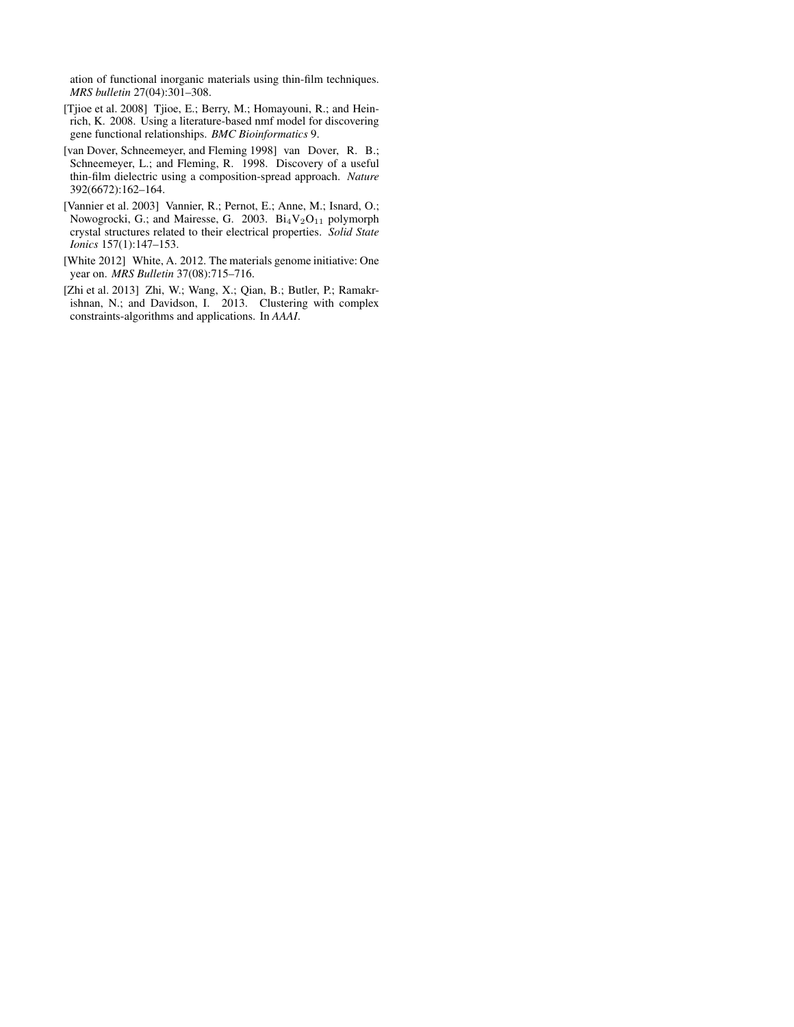ation of functional inorganic materials using thin-film techniques. *MRS bulletin* 27(04):301–308.

[Tjioe et al. 2008] Tjioe, E.; Berry, M.; Homayouni, R.; and Heinrich, K. 2008. Using a literature-based nmf model for discovering gene functional relationships. *BMC Bioinformatics* 9.

[van Dover, Schneemeyer, and Fleming 1998] van Dover, R. B.; Schneemeyer, L.; and Fleming, R. 1998. Discovery of a useful thin-film dielectric using a composition-spread approach. *Nature* 392(6672):162–164.

[Vannier et al. 2003] Vannier, R.; Pernot, E.; Anne, M.; Isnard, O.; Nowogrocki, G.; and Mairesse, G. 2003. $Bi_4V_2O_{11}$ polymorph crystal structures related to their electrical properties. *Solid State Ionics* 157(1):147–153.

[White 2012] White, A. 2012. The materials genome initiative: One year on. *MRS Bulletin* 37(08):715–716.

[Zhi et al. 2013] Zhi, W.; Wang, X.; Qian, B.; Butler, P.; Ramakrishnan, N.; and Davidson, I. 2013. Clustering with complex constraints-algorithms and applications. In *AAAI*.